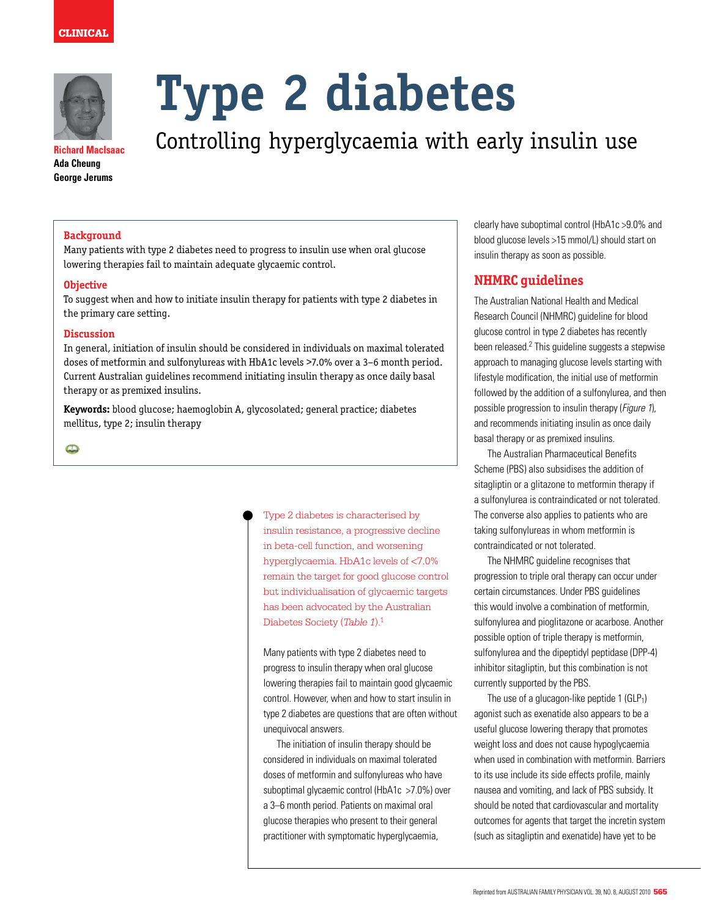CLINICAL

Richard MacIsaac
Ada Cheung
George Jerums

# Type 2 diabetes

## Controlling hyperglycaemia with early insulin use

**Background**

Many patients with type 2 diabetes need to progress to insulin use when oral glucose lowering therapies fail to maintain adequate glycaemic control.

**Objective**

To suggest when and how to initiate insulin therapy for patients with type 2 diabetes in the primary care setting.

**Discussion**

In general, initiation of insulin should be considered in individuals on maximal tolerated doses of metformin and sulfonylureas with HbA1c levels >7.0% over a 3–6 month period. Current Australian guidelines recommend initiating insulin therapy as once daily basal therapy or as premixed insulins.

**Keywords:** blood glucose; haemoglobin A, glycosolated; general practice; diabetes mellitus, type 2; insulin therapy

Type 2 diabetes is characterised by insulin resistance, a progressive decline in beta-cell function, and worsening hyperglycaemia. HbA1c levels of <7.0% remain the target for good glucose control but individualisation of glycaemic targets has been advocated by the Australian Diabetes Society (*Table 1*).[1]

Many patients with type 2 diabetes need to progress to insulin therapy when oral glucose lowering therapies fail to maintain good glycaemic control. However, when and how to start insulin in type 2 diabetes are questions that are often without unequivocal answers.

The initiation of insulin therapy should be considered in individuals on maximal tolerated doses of metformin and sulfonylureas who have suboptimal glycaemic control (HbA1c >7.0%) over a 3–6 month period. Patients on maximal oral glucose therapies who present to their general practitioner with symptomatic hyperglycaemia, clearly have suboptimal control (HbA1c >9.0% and blood glucose levels >15 mmol/L) should start on insulin therapy as soon as possible.

## NHMRC guidelines

The Australian National Health and Medical Research Council (NHMRC) guideline for blood glucose control in type 2 diabetes has recently been released.[2] This guideline suggests a stepwise approach to managing glucose levels starting with lifestyle modification, the initial use of metformin followed by the addition of a sulfonylurea, and then possible progression to insulin therapy (*Figure 1*), and recommends initiating insulin as once daily basal therapy or as premixed insulins.

The Australian Pharmaceutical Benefits Scheme (PBS) also subsidises the addition of sitagliptin or a glitazone to metformin therapy if a sulfonylurea is contraindicated or not tolerated. The converse also applies to patients who are taking sulfonylureas in whom metformin is contraindicated or not tolerated.

The NHMRC guideline recognises that progression to triple oral therapy can occur under certain circumstances. Under PBS guidelines this would involve a combination of metformin, sulfonylurea and pioglitazone or acarbose. Another possible option of triple therapy is metformin, sulfonylurea and the dipeptidyl peptidase (DPP-4) inhibitor sitagliptin, but this combination is not currently supported by the PBS.

The use of a glucagon-like peptide 1 ($GLP_1$) agonist such as exenatide also appears to be a useful glucose lowering therapy that promotes weight loss and does not cause hypoglycaemia when used in combination with metformin. Barriers to its use include its side effects profile, mainly nausea and vomiting, and lack of PBS subsidy. It should be noted that cardiovascular and mortality outcomes for agents that target the incretin system (such as sitagliptin and exenatide) have yet to be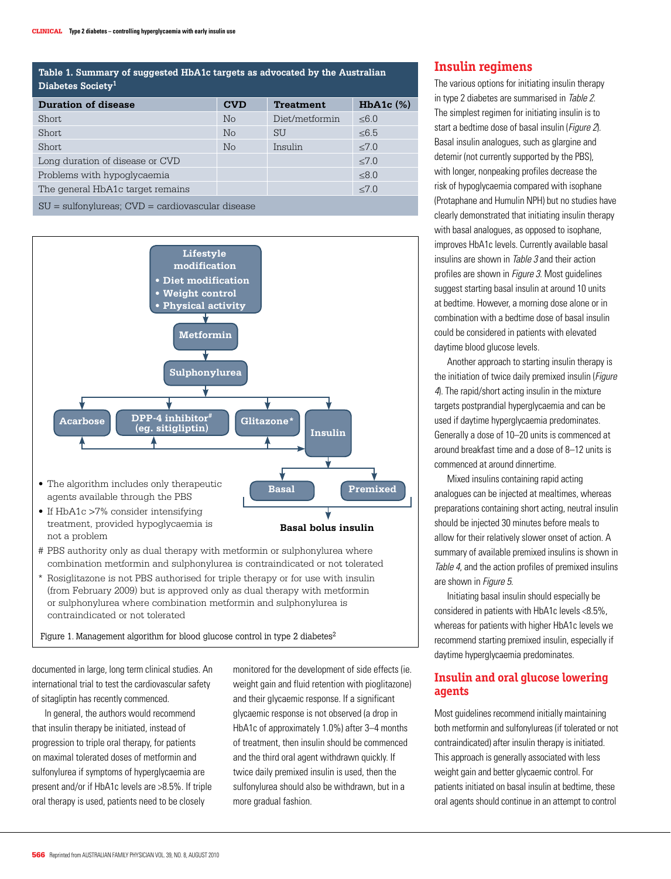**Table 1. Summary of suggested HbA1c targets as advocated by the Australian Diabetes Society[1]**

| Duration of disease | CVD | Treatment | HbA1c (%) |
|---|---|---|---|
| Short | No | Diet/metformin | ≤6.0 |
| Short | No | SU | ≤6.5 |
| Short | No | Insulin | ≤7.0 |
| Long duration of disease or CVD | | | ≤7.0 |
| Problems with hypoglycaemia | | | ≤8.0 |
| The general HbA1c target remains | | | ≤7.0 |

SU = sulfonylureas; CVD = cardiovascular disease

Lifestyle modification
- Diet modification
- Weight control
- Physical activity

Metformin → Sulphonylurea → Acarbose / DPP-4 inhibitor[#] (eg. sitigliptin) / Glitazone* / Insulin

Insulin → Basal / Premixed → Basal bolus insulin

- The algorithm includes only therapeutic agents available through the PBS
- If HbA1c >7% consider intensifying treatment, provided hypoglycaemia is not a problem

\# PBS authority only as dual therapy with metformin or sulphonylurea where combination metformin and sulphonylurea is contraindicated or not tolerated

\* Rosiglitazone is not PBS authorised for triple therapy or for use with insulin (from February 2009) but is approved only as dual therapy with metformin or sulphonylurea where combination metformin and sulphonylurea is contraindicated or not tolerated

Figure 1. Management algorithm for blood glucose control in type 2 diabetes[2]

documented in large, long term clinical studies. An international trial to test the cardiovascular safety of sitagliptin has recently commenced.

In general, the authors would recommend that insulin therapy be initiated, instead of progression to triple oral therapy, for patients on maximal tolerated doses of metformin and sulfonylurea if symptoms of hyperglycaemia are present and/or if HbA1c levels are >8.5%. If triple oral therapy is used, patients need to be closely monitored for the development of side effects (ie. weight gain and fluid retention with pioglitazone) and their glycaemic response. If a significant glycaemic response is not observed (a drop in HbA1c of approximately 1.0%) after 3–4 months of treatment, then insulin should be commenced and the third oral agent withdrawn quickly. If twice daily premixed insulin is used, then the sulfonylurea should also be withdrawn, but in a more gradual fashion.

## Insulin regimens

The various options for initiating insulin therapy in type 2 diabetes are summarised in *Table 2*. The simplest regimen for initiating insulin is to start a bedtime dose of basal insulin (*Figure 2*). Basal insulin analogues, such as glargine and detemir (not currently supported by the PBS), with longer, nonpeaking profiles decrease the risk of hypoglycaemia compared with isophane (Protaphane and Humulin NPH) but no studies have clearly demonstrated that initiating insulin therapy with basal analogues, as opposed to isophane, improves HbA1c levels. Currently available basal insulins are shown in *Table 3* and their action profiles are shown in *Figure 3*. Most guidelines suggest starting basal insulin at around 10 units at bedtime. However, a morning dose alone or in combination with a bedtime dose of basal insulin could be considered in patients with elevated daytime blood glucose levels.

Another approach to starting insulin therapy is the initiation of twice daily premixed insulin (*Figure 4*). The rapid/short acting insulin in the mixture targets postprandial hyperglycaemia and can be used if daytime hyperglycaemia predominates. Generally a dose of 10–20 units is commenced at around breakfast time and a dose of 8–12 units is commenced at around dinnertime.

Mixed insulins containing rapid acting analogues can be injected at mealtimes, whereas preparations containing short acting, neutral insulin should be injected 30 minutes before meals to allow for their relatively slower onset of action. A summary of available premixed insulins is shown in *Table 4*, and the action profiles of premixed insulins are shown in *Figure 5*.

Initiating basal insulin should especially be considered in patients with HbA1c levels <8.5%, whereas for patients with higher HbA1c levels we recommend starting premixed insulin, especially if daytime hyperglycaemia predominates.

## Insulin and oral glucose lowering agents

Most guidelines recommend initially maintaining both metformin and sulfonylureas (if tolerated or not contraindicated) after insulin therapy is initiated. This approach is generally associated with less weight gain and better glycaemic control. For patients initiated on basal insulin at bedtime, these oral agents should continue in an attempt to control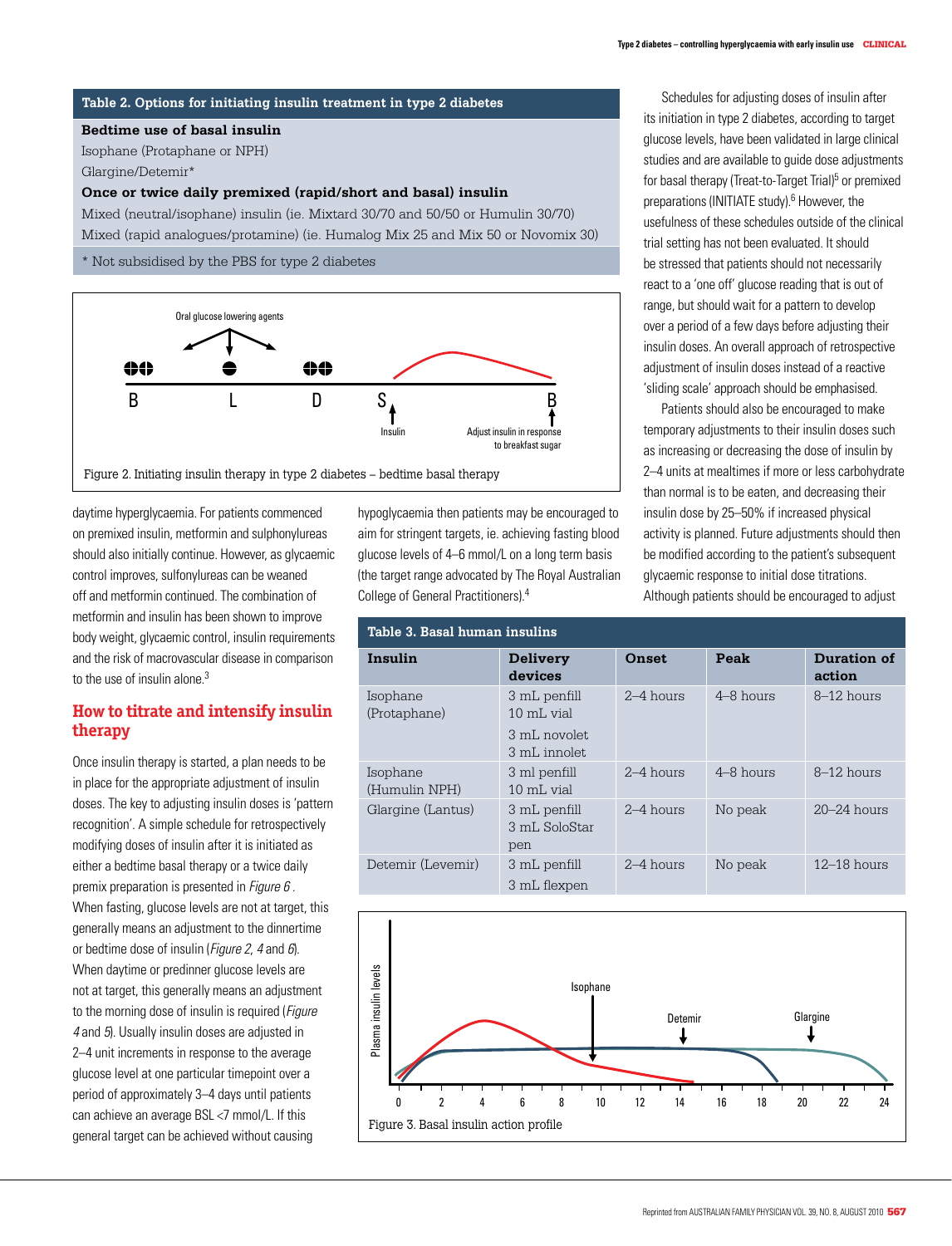**Table 2. Options for initiating insulin treatment in type 2 diabetes**

| |
|---|
| **Bedtime use of basal insulin** |
| Isophane (Protaphane or NPH) |
| Glargine/Detemir* |
| **Once or twice daily premixed (rapid/short and basal) insulin** |
| Mixed (neutral/isophane) insulin (ie. Mixtard 30/70 and 50/50 or Humulin 30/70) |
| Mixed (rapid analogues/protamine) (ie. Humalog Mix 25 and Mix 50 or Novomix 30) |
| * Not subsidised by the PBS for type 2 diabetes |

Figure 2. Initiating insulin therapy in type 2 diabetes – bedtime basal therapy

daytime hyperglycaemia. For patients commenced on premixed insulin, metformin and sulphonylureas should also initially continue. However, as glycaemic control improves, sulfonylureas can be weaned off and metformin continued. The combination of metformin and insulin has been shown to improve body weight, glycaemic control, insulin requirements and the risk of macrovascular disease in comparison to the use of insulin alone.[3]

## How to titrate and intensify insulin therapy

Once insulin therapy is started, a plan needs to be in place for the appropriate adjustment of insulin doses. The key to adjusting insulin doses is 'pattern recognition'. A simple schedule for retrospectively modifying doses of insulin after it is initiated as either a bedtime basal therapy or a twice daily premix preparation is presented in *Figure 6*. When fasting, glucose levels are not at target, this generally means an adjustment to the dinnertime or bedtime dose of insulin (*Figure 2*, *4* and *6*). When daytime or predinner glucose levels are not at target, this generally means an adjustment to the morning dose of insulin is required (*Figure 4* and *5*). Usually insulin doses are adjusted in 2–4 unit increments in response to the average glucose level at one particular timepoint over a period of approximately 3–4 days until patients can achieve an average BSL <7 mmol/L. If this general target can be achieved without causing hypoglycaemia then patients may be encouraged to aim for stringent targets, ie. achieving fasting blood glucose levels of 4–6 mmol/L on a long term basis (the target range advocated by The Royal Australian College of General Practitioners).[4]

Schedules for adjusting doses of insulin after its initiation in type 2 diabetes, according to target glucose levels, have been validated in large clinical studies and are available to guide dose adjustments for basal therapy (Treat-to-Target Trial)[5] or premixed preparations (INITIATE study).[6] However, the usefulness of these schedules outside of the clinical trial setting has not been evaluated. It should be stressed that patients should not necessarily react to a 'one off' glucose reading that is out of range, but should wait for a pattern to develop over a period of a few days before adjusting their insulin doses. An overall approach of retrospective adjustment of insulin doses instead of a reactive 'sliding scale' approach should be emphasised.

Patients should also be encouraged to make temporary adjustments to their insulin doses such as increasing or decreasing the dose of insulin by 2–4 units at mealtimes if more or less carbohydrate than normal is to be eaten, and decreasing their insulin dose by 25–50% if increased physical activity is planned. Future adjustments should then be modified according to the patient's subsequent glycaemic response to initial dose titrations. Although patients should be encouraged to adjust

**Table 3. Basal human insulins**

| Insulin | Delivery devices | Onset | Peak | Duration of action |
|---|---|---|---|---|
| Isophane (Protaphane) | 3 mL penfill<br>10 mL vial<br>3 mL novolet<br>3 mL innolet | 2–4 hours | 4–8 hours | 8–12 hours |
| Isophane (Humulin NPH) | 3 ml penfill<br>10 mL vial | 2–4 hours | 4–8 hours | 8–12 hours |
| Glargine (Lantus) | 3 mL penfill<br>3 mL SoloStar pen | 2–4 hours | No peak | 20–24 hours |
| Detemir (Levemir) | 3 mL penfill<br>3 mL flexpen | 2–4 hours | No peak | 12–18 hours |

Figure 3. Basal insulin action profile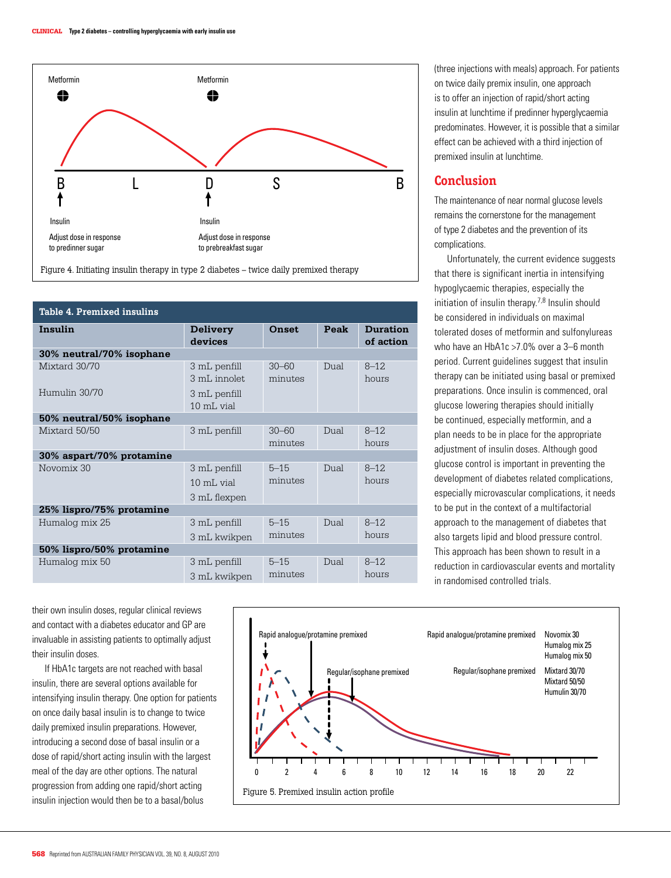Metformin

Metformin

B L D S B

Insulin

Adjust dose in response to predinner sugar

Insulin

Adjust dose in response to prebreakfast sugar

Figure 4. Initiating insulin therapy in type 2 diabetes – twice daily premixed therapy

**Table 4. Premixed insulins**

| Insulin | Delivery devices | Onset | Peak | Duration of action |
|---|---|---|---|---|
| **30% neutral/70% isophane** | | | | |
| Mixtard 30/70 | 3 mL penfill<br>3 mL innolet | 30–60 minutes | Dual | 8–12 hours |
| Humulin 30/70 | 3 mL penfill<br>10 mL vial | | | |
| **50% neutral/50% isophane** | | | | |
| Mixtard 50/50 | 3 mL penfill | 30–60 minutes | Dual | 8–12 hours |
| **30% aspart/70% protamine** | | | | |
| Novomix 30 | 3 mL penfill<br>10 mL vial<br>3 mL flexpen | 5–15 minutes | Dual | 8–12 hours |
| **25% lispro/75% protamine** | | | | |
| Humalog mix 25 | 3 mL penfill<br>3 mL kwikpen | 5–15 minutes | Dual | 8–12 hours |
| **50% lispro/50% protamine** | | | | |
| Humalog mix 50 | 3 mL penfill<br>3 mL kwikpen | 5–15 minutes | Dual | 8–12 hours |

their own insulin doses, regular clinical reviews and contact with a diabetes educator and GP are invaluable in assisting patients to optimally adjust their insulin doses.

If HbA1c targets are not reached with basal insulin, there are several options available for intensifying insulin therapy. One option for patients on once daily basal insulin is to change to twice daily premixed insulin preparations. However, introducing a second dose of basal insulin or a dose of rapid/short acting insulin with the largest meal of the day are other options. The natural progression from adding one rapid/short acting insulin injection would then be to a basal/bolus (three injections with meals) approach. For patients on twice daily premix insulin, one approach is to offer an injection of rapid/short acting insulin at lunchtime if predinner hyperglycaemia predominates. However, it is possible that a similar effect can be achieved with a third injection of premixed insulin at lunchtime.

Rapid analogue/protamine premixed

Regular/isophane premixed

Rapid analogue/protamine premixed — Novomix 30, Humalog mix 25, Humalog mix 50

Regular/isophane premixed — Mixtard 30/70, Mixtard 50/50, Humulin 30/70

0 2 4 6 8 10 12 14 16 18 20 22

Figure 5. Premixed insulin action profile

## Conclusion

The maintenance of near normal glucose levels remains the cornerstone for the management of type 2 diabetes and the prevention of its complications.

Unfortunately, the current evidence suggests that there is significant inertia in intensifying hypoglycaemic therapies, especially the initiation of insulin therapy.[7,8] Insulin should be considered in individuals on maximal tolerated doses of metformin and sulfonylureas who have an HbA1c >7.0% over a 3–6 month period. Current guidelines suggest that insulin therapy can be initiated using basal or premixed preparations. Once insulin is commenced, oral glucose lowering therapies should initially be continued, especially metformin, and a plan needs to be in place for the appropriate adjustment of insulin doses. Although good glucose control is important in preventing the development of diabetes related complications, especially microvascular complications, it needs to be put in the context of a multifactorial approach to the management of diabetes that also targets lipid and blood pressure control. This approach has been shown to result in a reduction in cardiovascular events and mortality in randomised controlled trials.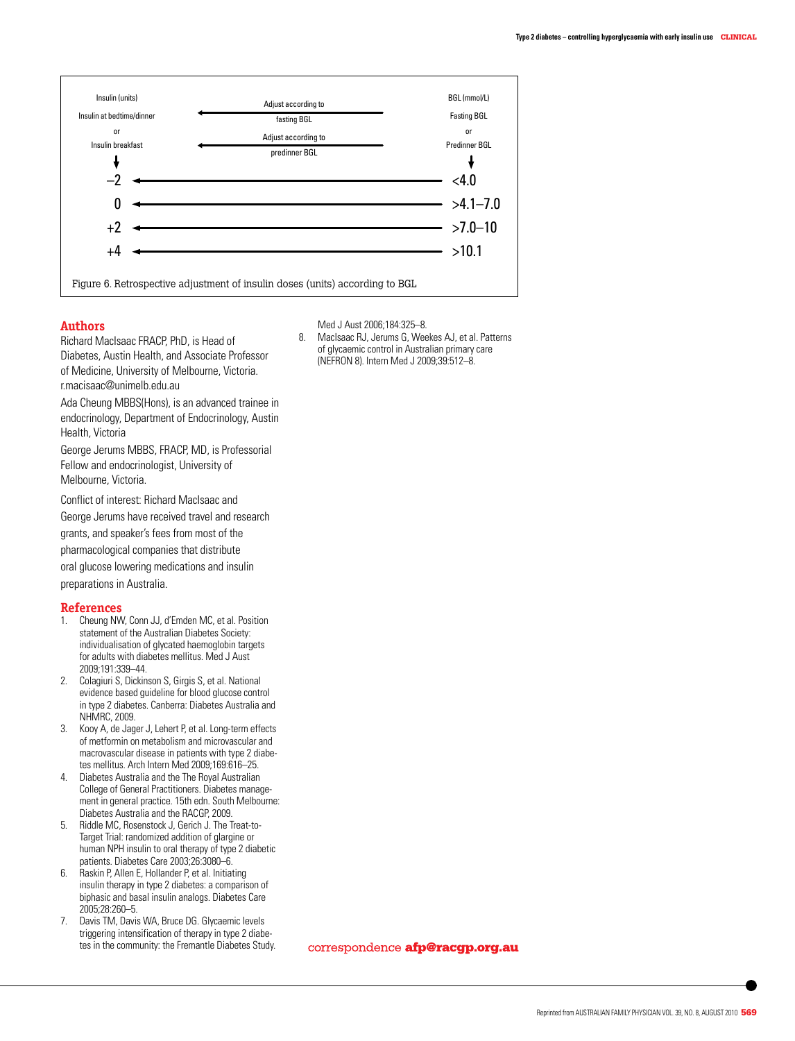Insulin (units)

Insulin at bedtime/dinner

or

Insulin breakfast

Adjust according to

fasting BGL

Adjust according to

predinner BGL

BGL (mmol/L)

Fasting BGL

or

Predinner BGL

–2 ← <4.0

0 ← >4.1–7.0

+2 ← >7.0–10

+4 ← >10.1

Figure 6. Retrospective adjustment of insulin doses (units) according to BGL

## Authors

Richard MacIsaac FRACP, PhD, is Head of Diabetes, Austin Health, and Associate Professor of Medicine, University of Melbourne, Victoria. r.macisaac@unimelb.edu.au

Ada Cheung MBBS(Hons), is an advanced trainee in endocrinology, Department of Endocrinology, Austin Health, Victoria

George Jerums MBBS, FRACP, MD, is Professorial Fellow and endocrinologist, University of Melbourne, Victoria.

Conflict of interest: Richard MacIsaac and George Jerums have received travel and research grants, and speaker's fees from most of the pharmacological companies that distribute oral glucose lowering medications and insulin preparations in Australia.

## References

1. Cheung NW, Conn JJ, d'Emden MC, et al. Position statement of the Australian Diabetes Society: individualisation of glycated haemoglobin targets for adults with diabetes mellitus. Med J Aust 2009;191:339–44.
2. Colagiuri S, Dickinson S, Girgis S, et al. National evidence based guideline for blood glucose control in type 2 diabetes. Canberra: Diabetes Australia and NHMRC, 2009.
3. Kooy A, de Jager J, Lehert P, et al. Long-term effects of metformin on metabolism and microvascular and macrovascular disease in patients with type 2 diabetes mellitus. Arch Intern Med 2009;169:616–25.
4. Diabetes Australia and the The Royal Australian College of General Practitioners. Diabetes management in general practice. 15th edn. South Melbourne: Diabetes Australia and the RACGP, 2009.
5. Riddle MC, Rosenstock J, Gerich J. The Treat-to-Target Trial: randomized addition of glargine or human NPH insulin to oral therapy of type 2 diabetic patients. Diabetes Care 2003;26:3080–6.
6. Raskin P, Allen E, Hollander P, et al. Initiating insulin therapy in type 2 diabetes: a comparison of biphasic and basal insulin analogs. Diabetes Care 2005;28:260–5.
7. Davis TM, Davis WA, Bruce DG. Glycaemic levels triggering intensification of therapy in type 2 diabetes in the community: the Fremantle Diabetes Study. Med J Aust 2006;184:325–8.
8. MacIsaac RJ, Jerums G, Weekes AJ, et al. Patterns of glycaemic control in Australian primary care (NEFRON 8). Intern Med J 2009;39:512–8.

correspondence **afp@racgp.org.au**